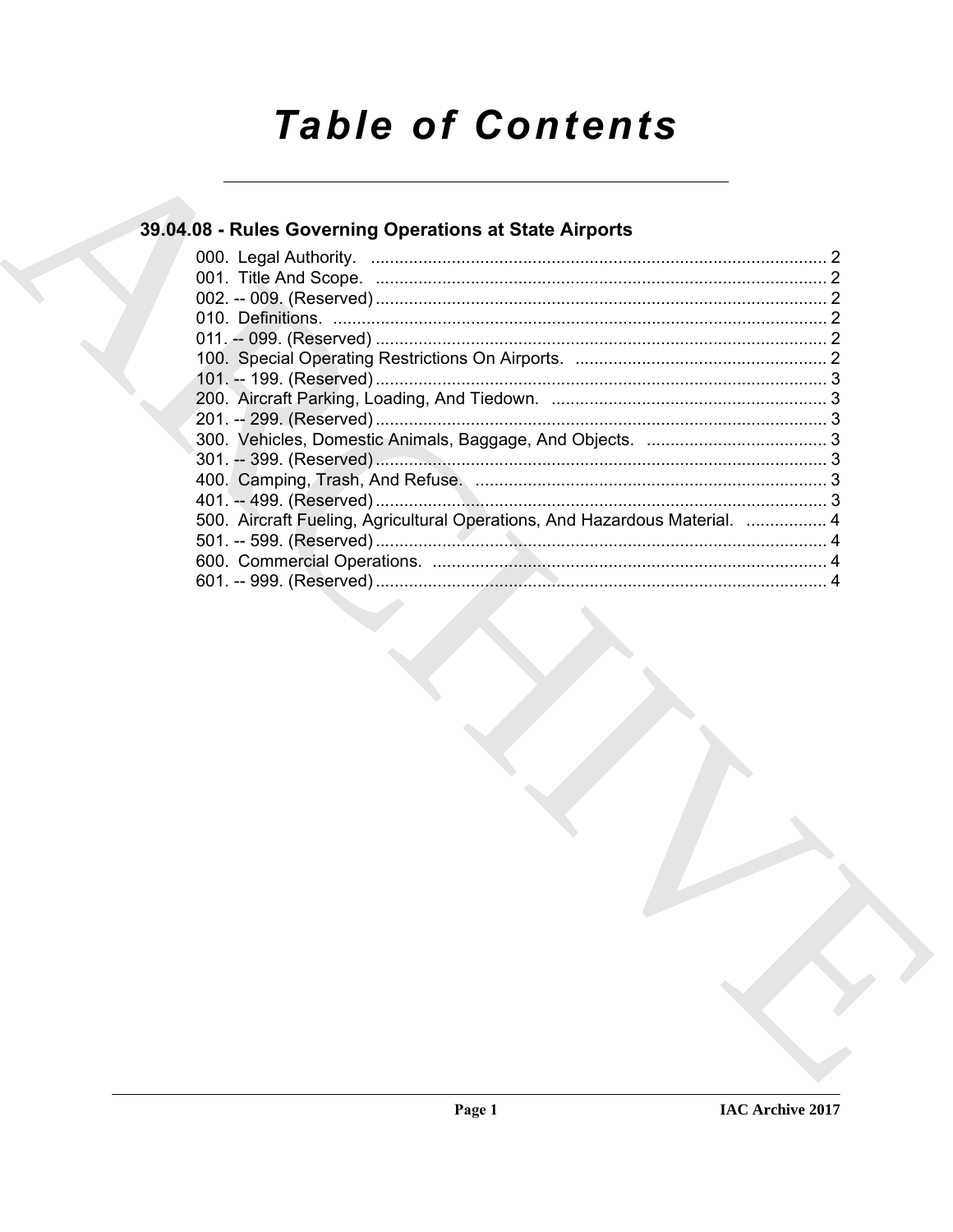# Table of Contents

## 39.04.08 - Rules Governing Operations at State Airports

000. Legal Authority. ........................................................................................ 2
001. Title And Scope. ........................................................................................ 2
002. -- 009. (Reserved) ........................................................................................ 2
010. Definitions. ........................................................................................ 2
011. -- 099. (Reserved) ........................................................................................ 2
100. Special Operating Restrictions On Airports. ........................................................................................ 2
101. -- 199. (Reserved) ........................................................................................ 3
200. Aircraft Parking, Loading, And Tiedown. ........................................................................................ 3
201. -- 299. (Reserved) ........................................................................................ 3
300. Vehicles, Domestic Animals, Baggage, And Objects. ........................................................................................ 3
301. -- 399. (Reserved) ........................................................................................ 3
400. Camping, Trash, And Refuse. ........................................................................................ 3
401. -- 499. (Reserved) ........................................................................................ 3
500. Aircraft Fueling, Agricultural Operations, And Hazardous Material. ........................................................................................ 4
501. -- 599. (Reserved) ........................................................................................ 4
600. Commercial Operations. ........................................................................................ 4
601. -- 999. (Reserved) ........................................................................................ 4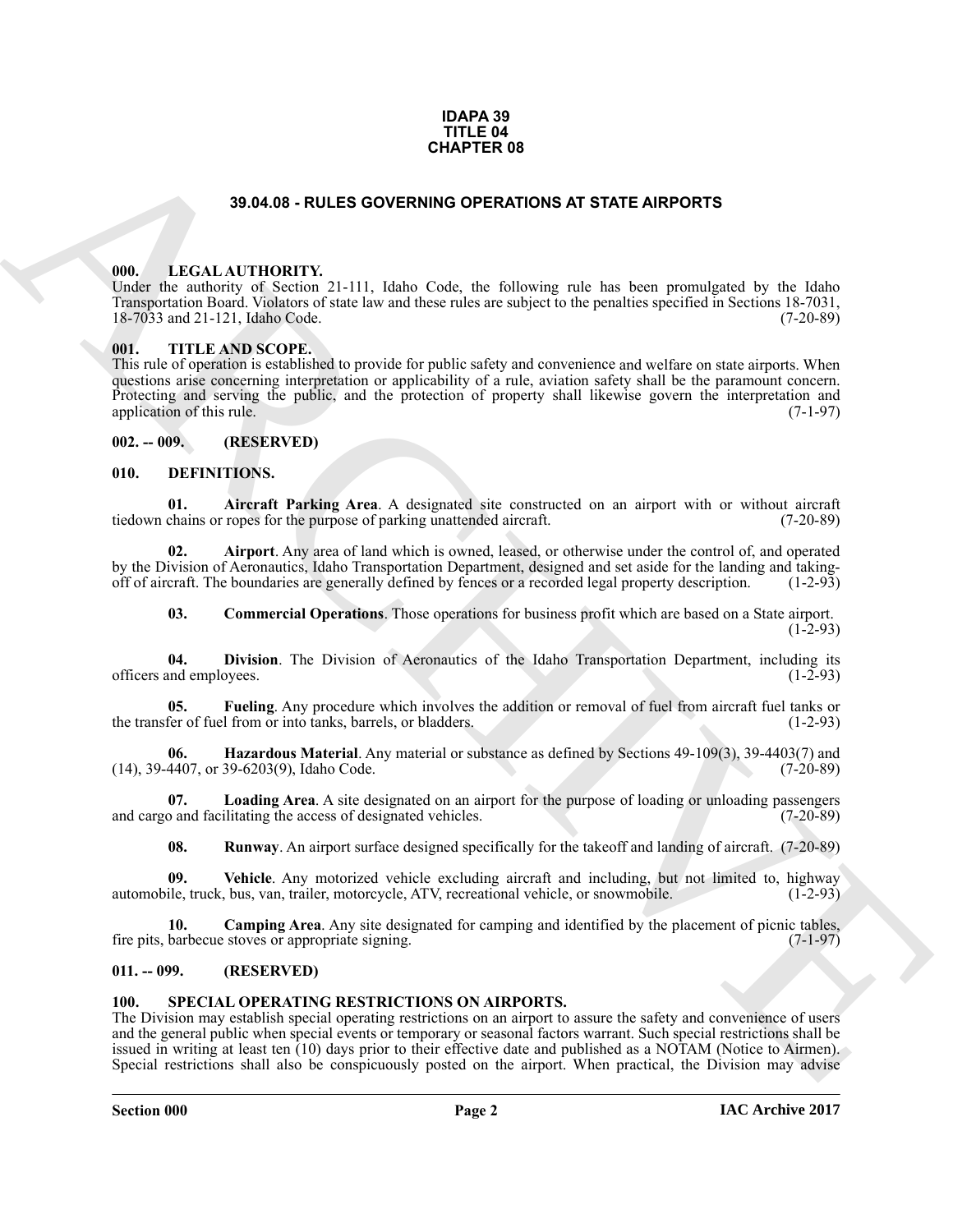**IDAPA 39**
**TITLE 04**
**CHAPTER 08**

## 39.04.08 - RULES GOVERNING OPERATIONS AT STATE AIRPORTS

### 000. LEGAL AUTHORITY.

Under the authority of Section 21-111, Idaho Code, the following rule has been promulgated by the Idaho Transportation Board. Violators of state law and these rules are subject to the penalties specified in Sections 18-7031, 18-7033 and 21-121, Idaho Code. (7-20-89)

### 001. TITLE AND SCOPE.

This rule of operation is established to provide for public safety and convenience and welfare on state airports. When questions arise concerning interpretation or applicability of a rule, aviation safety shall be the paramount concern. Protecting and serving the public, and the protection of property shall likewise govern the interpretation and application of this rule. (7-1-97)

### 002. -- 009. (RESERVED)

### 010. DEFINITIONS.

**01. Aircraft Parking Area**. A designated site constructed on an airport with or without aircraft tiedown chains or ropes for the purpose of parking unattended aircraft. (7-20-89)

**02. Airport**. Any area of land which is owned, leased, or otherwise under the control of, and operated by the Division of Aeronautics, Idaho Transportation Department, designed and set aside for the landing and taking-off of aircraft. The boundaries are generally defined by fences or a recorded legal property description. (1-2-93)

**03. Commercial Operations**. Those operations for business profit which are based on a State airport. (1-2-93)

**04. Division**. The Division of Aeronautics of the Idaho Transportation Department, including its officers and employees. (1-2-93)

**05. Fueling**. Any procedure which involves the addition or removal of fuel from aircraft fuel tanks or the transfer of fuel from or into tanks, barrels, or bladders. (1-2-93)

**06. Hazardous Material**. Any material or substance as defined by Sections 49-109(3), 39-4403(7) and (14), 39-4407, or 39-6203(9), Idaho Code. (7-20-89)

**07. Loading Area**. A site designated on an airport for the purpose of loading or unloading passengers and cargo and facilitating the access of designated vehicles. (7-20-89)

**08. Runway**. An airport surface designed specifically for the takeoff and landing of aircraft. (7-20-89)

**09. Vehicle**. Any motorized vehicle excluding aircraft and including, but not limited to, highway automobile, truck, bus, van, trailer, motorcycle, ATV, recreational vehicle, or snowmobile. (1-2-93)

**10. Camping Area**. Any site designated for camping and identified by the placement of picnic tables, fire pits, barbecue stoves or appropriate signing. (7-1-97)

### 011. -- 099. (RESERVED)

### 100. SPECIAL OPERATING RESTRICTIONS ON AIRPORTS.

The Division may establish special operating restrictions on an airport to assure the safety and convenience of users and the general public when special events or temporary or seasonal factors warrant. Such special restrictions shall be issued in writing at least ten (10) days prior to their effective date and published as a NOTAM (Notice to Airmen). Special restrictions shall also be conspicuously posted on the airport. When practical, the Division may advise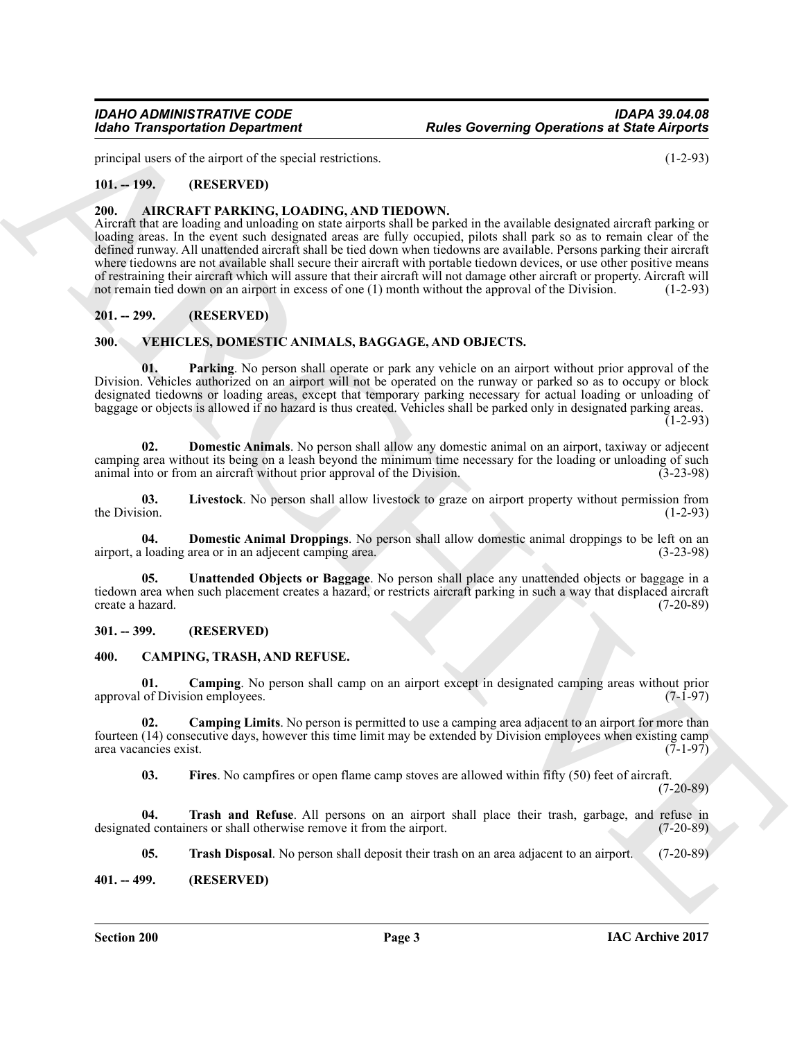principal users of the airport of the special restrictions. (1-2-93)

## 101. -- 199. (RESERVED)

## 200. AIRCRAFT PARKING, LOADING, AND TIEDOWN.

Aircraft that are loading and unloading on state airports shall be parked in the available designated aircraft parking or loading areas. In the event such designated areas are fully occupied, pilots shall park so as to remain clear of the defined runway. All unattended aircraft shall be tied down when tiedowns are available. Persons parking their aircraft where tiedowns are not available shall secure their aircraft with portable tiedown devices, or use other positive means of restraining their aircraft which will assure that their aircraft will not damage other aircraft or property. Aircraft will not remain tied down on an airport in excess of one (1) month without the approval of the Division. (1-2-93)

## 201. -- 299. (RESERVED)

## 300. VEHICLES, DOMESTIC ANIMALS, BAGGAGE, AND OBJECTS.

**01. Parking**. No person shall operate or park any vehicle on an airport without prior approval of the Division. Vehicles authorized on an airport will not be operated on the runway or parked so as to occupy or block designated tiedowns or loading areas, except that temporary parking necessary for actual loading or unloading of baggage or objects is allowed if no hazard is thus created. Vehicles shall be parked only in designated parking areas. (1-2-93)

**02. Domestic Animals**. No person shall allow any domestic animal on an airport, taxiway or adjecent camping area without its being on a leash beyond the minimum time necessary for the loading or unloading of such animal into or from an aircraft without prior approval of the Division. (3-23-98)

**03. Livestock**. No person shall allow livestock to graze on airport property without permission from the Division. (1-2-93)

**04. Domestic Animal Droppings**. No person shall allow domestic animal droppings to be left on an airport, a loading area or in an adjecent camping area. (3-23-98)

**05. Unattended Objects or Baggage**. No person shall place any unattended objects or baggage in a tiedown area when such placement creates a hazard, or restricts aircraft parking in such a way that displaced aircraft create a hazard. (7-20-89)

## 301. -- 399. (RESERVED)

## 400. CAMPING, TRASH, AND REFUSE.

**01. Camping**. No person shall camp on an airport except in designated camping areas without prior approval of Division employees. (7-1-97)

**02. Camping Limits**. No person is permitted to use a camping area adjacent to an airport for more than fourteen (14) consecutive days, however this time limit may be extended by Division employees when existing camp area vacancies exist. (7-1-97)

**03. Fires**. No campfires or open flame camp stoves are allowed within fifty (50) feet of aircraft. (7-20-89)

**04. Trash and Refuse**. All persons on an airport shall place their trash, garbage, and refuse in designated containers or shall otherwise remove it from the airport. (7-20-89)

**05. Trash Disposal**. No person shall deposit their trash on an area adjacent to an airport. (7-20-89)

## 401. -- 499. (RESERVED)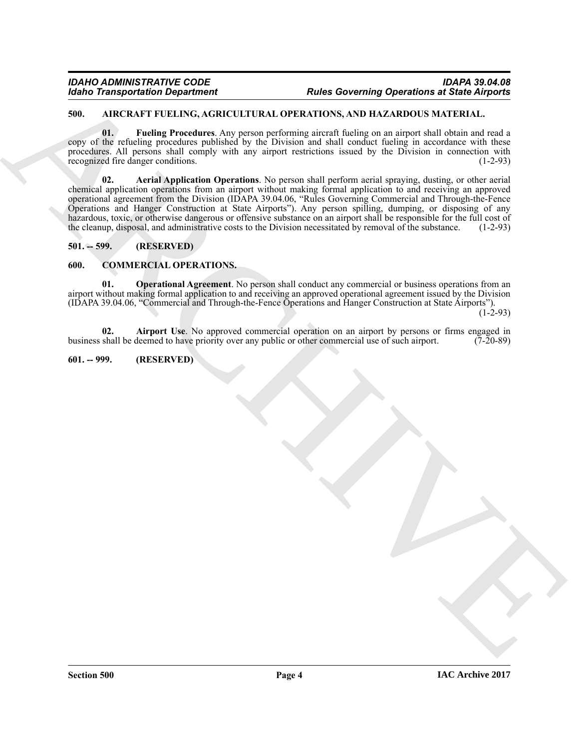**500. AIRCRAFT FUELING, AGRICULTURAL OPERATIONS, AND HAZARDOUS MATERIAL.**

**01. Fueling Procedures**. Any person performing aircraft fueling on an airport shall obtain and read a copy of the refueling procedures published by the Division and shall conduct fueling in accordance with these procedures. All persons shall comply with any airport restrictions issued by the Division in connection with recognized fire danger conditions. (1-2-93)

**02. Aerial Application Operations**. No person shall perform aerial spraying, dusting, or other aerial chemical application operations from an airport without making formal application to and receiving an approved operational agreement from the Division (IDAPA 39.04.06, "Rules Governing Commercial and Through-the-Fence Operations and Hanger Construction at State Airports"). Any person spilling, dumping, or disposing of any hazardous, toxic, or otherwise dangerous or offensive substance on an airport shall be responsible for the full cost of the cleanup, disposal, and administrative costs to the Division necessitated by removal of the substance. (1-2-93)

**501. -- 599. (RESERVED)**

**600. COMMERCIAL OPERATIONS.**

**01. Operational Agreement**. No person shall conduct any commercial or business operations from an airport without making formal application to and receiving an approved operational agreement issued by the Division (IDAPA 39.04.06, "Commercial and Through-the-Fence Operations and Hanger Construction at State Airports"). (1-2-93)

**02. Airport Use**. No approved commercial operation on an airport by persons or firms engaged in business shall be deemed to have priority over any public or other commercial use of such airport. (7-20-89)

**601. -- 999. (RESERVED)**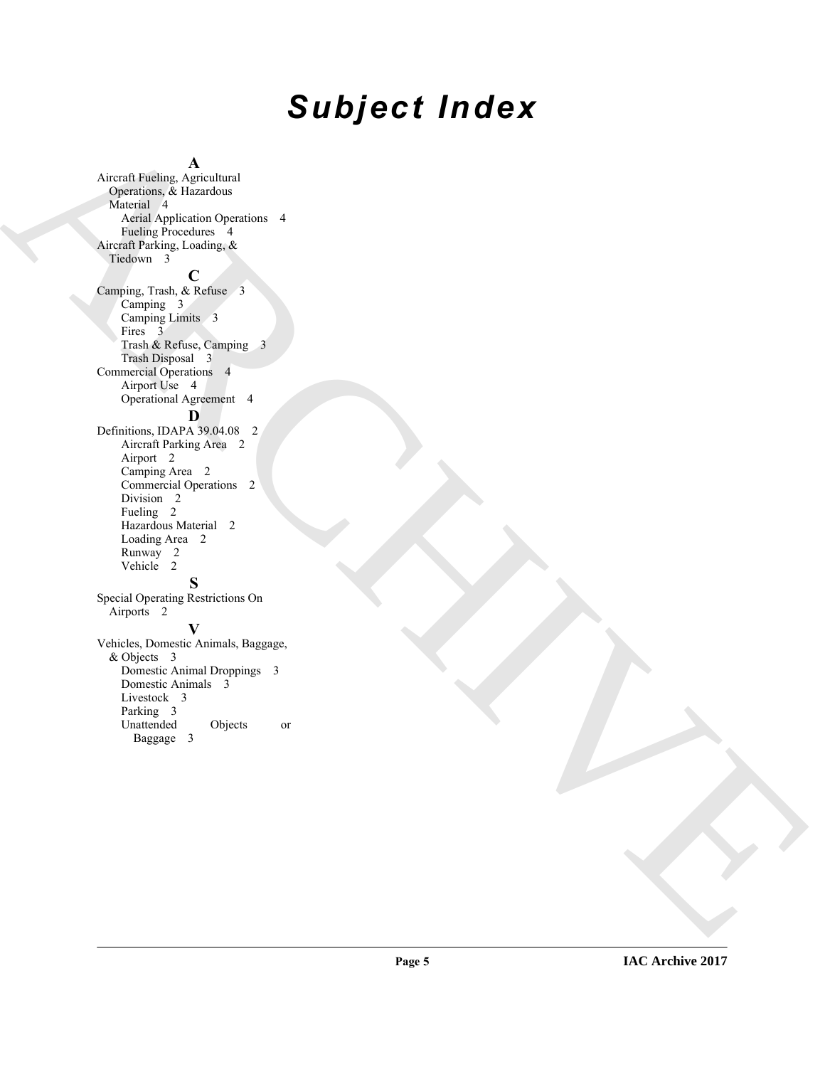# *Subject Index*

**A**

Aircraft Fueling, Agricultural Operations, & Hazardous Material 4
- Aerial Application Operations 4
- Fueling Procedures 4

Aircraft Parking, Loading, & Tiedown 3

**C**

Camping, Trash, & Refuse 3
- Camping 3
- Camping Limits 3
- Fires 3
- Trash & Refuse, Camping 3
- Trash Disposal 3

Commercial Operations 4
- Airport Use 4
- Operational Agreement 4

**D**

Definitions, IDAPA 39.04.08 2
- Aircraft Parking Area 2
- Airport 2
- Camping Area 2
- Commercial Operations 2
- Division 2
- Fueling 2
- Hazardous Material 2
- Loading Area 2
- Runway 2
- Vehicle 2

**S**

Special Operating Restrictions On Airports 2

**V**

Vehicles, Domestic Animals, Baggage, & Objects 3
- Domestic Animal Droppings 3
- Domestic Animals 3
- Livestock 3
- Parking 3
- Unattended Objects or Baggage 3